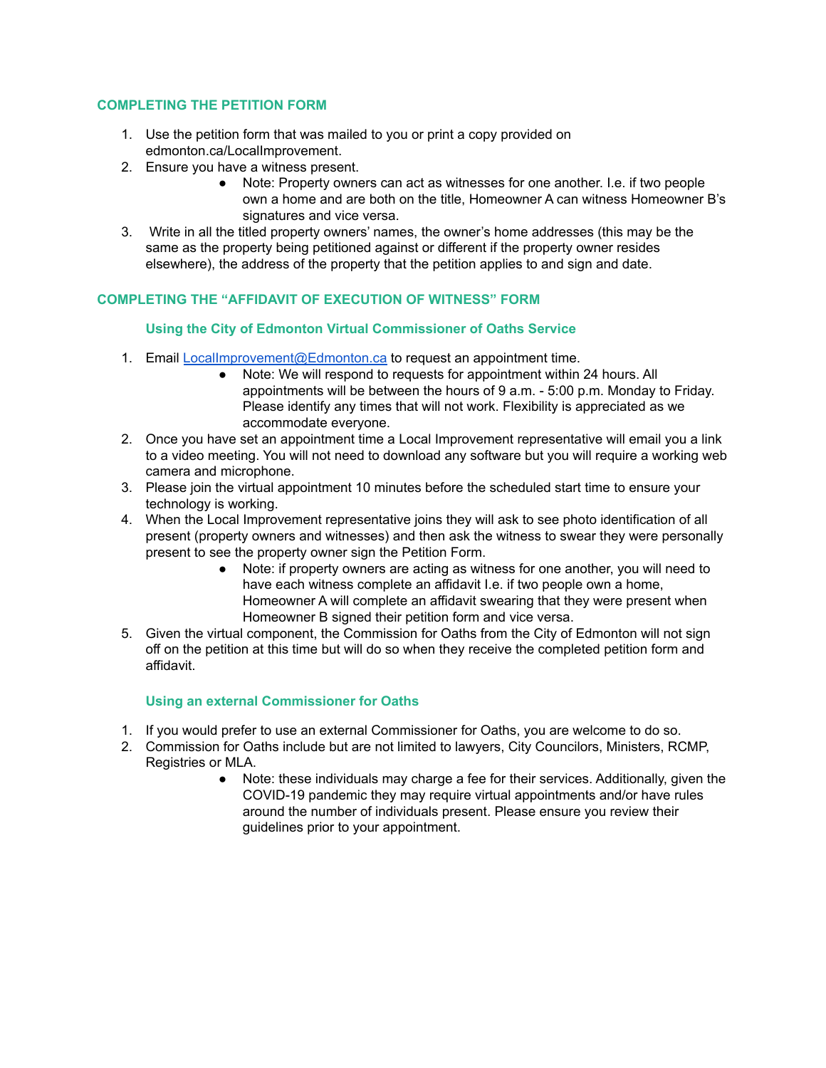## COMPLETING THE PETITION FORM

1. Use the petition form that was mailed to you or print a copy provided on edmonton.ca/LocalImprovement.
2. Ensure you have a witness present.
   - Note: Property owners can act as witnesses for one another. I.e. if two people own a home and are both on the title, Homeowner A can witness Homeowner B's signatures and vice versa.
3. Write in all the titled property owners' names, the owner's home addresses (this may be the same as the property being petitioned against or different if the property owner resides elsewhere), the address of the property that the petition applies to and sign and date.

## COMPLETING THE "AFFIDAVIT OF EXECUTION OF WITNESS" FORM

### Using the City of Edmonton Virtual Commissioner of Oaths Service

1. Email [LocalImprovement@Edmonton.ca](mailto:LocalImprovement@Edmonton.ca) to request an appointment time.
   - Note: We will respond to requests for appointment within 24 hours. All appointments will be between the hours of 9 a.m. - 5:00 p.m. Monday to Friday. Please identify any times that will not work. Flexibility is appreciated as we accommodate everyone.
2. Once you have set an appointment time a Local Improvement representative will email you a link to a video meeting. You will not need to download any software but you will require a working web camera and microphone.
3. Please join the virtual appointment 10 minutes before the scheduled start time to ensure your technology is working.
4. When the Local Improvement representative joins they will ask to see photo identification of all present (property owners and witnesses) and then ask the witness to swear they were personally present to see the property owner sign the Petition Form.
   - Note: if property owners are acting as witness for one another, you will need to have each witness complete an affidavit I.e. if two people own a home, Homeowner A will complete an affidavit swearing that they were present when Homeowner B signed their petition form and vice versa.
5. Given the virtual component, the Commission for Oaths from the City of Edmonton will not sign off on the petition at this time but will do so when they receive the completed petition form and affidavit.

### Using an external Commissioner for Oaths

1. If you would prefer to use an external Commissioner for Oaths, you are welcome to do so.
2. Commission for Oaths include but are not limited to lawyers, City Councilors, Ministers, RCMP, Registries or MLA.
   - Note: these individuals may charge a fee for their services. Additionally, given the COVID-19 pandemic they may require virtual appointments and/or have rules around the number of individuals present. Please ensure you review their guidelines prior to your appointment.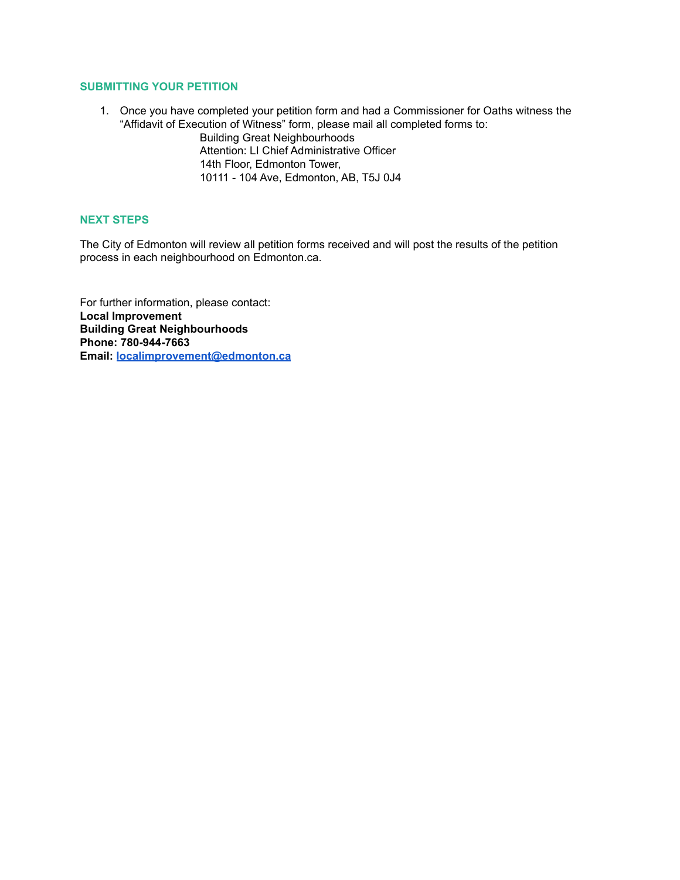## SUBMITTING YOUR PETITION

1. Once you have completed your petition form and had a Commissioner for Oaths witness the "Affidavit of Execution of Witness" form, please mail all completed forms to:

   Building Great Neighbourhoods
   Attention: LI Chief Administrative Officer
   14th Floor, Edmonton Tower,
   10111 - 104 Ave, Edmonton, AB, T5J 0J4

## NEXT STEPS

The City of Edmonton will review all petition forms received and will post the results of the petition process in each neighbourhood on Edmonton.ca.

For further information, please contact:
**Local Improvement**
**Building Great Neighbourhoods**
**Phone: 780-944-7663**
**Email:** [localimprovement@edmonton.ca](mailto:localimprovement@edmonton.ca)